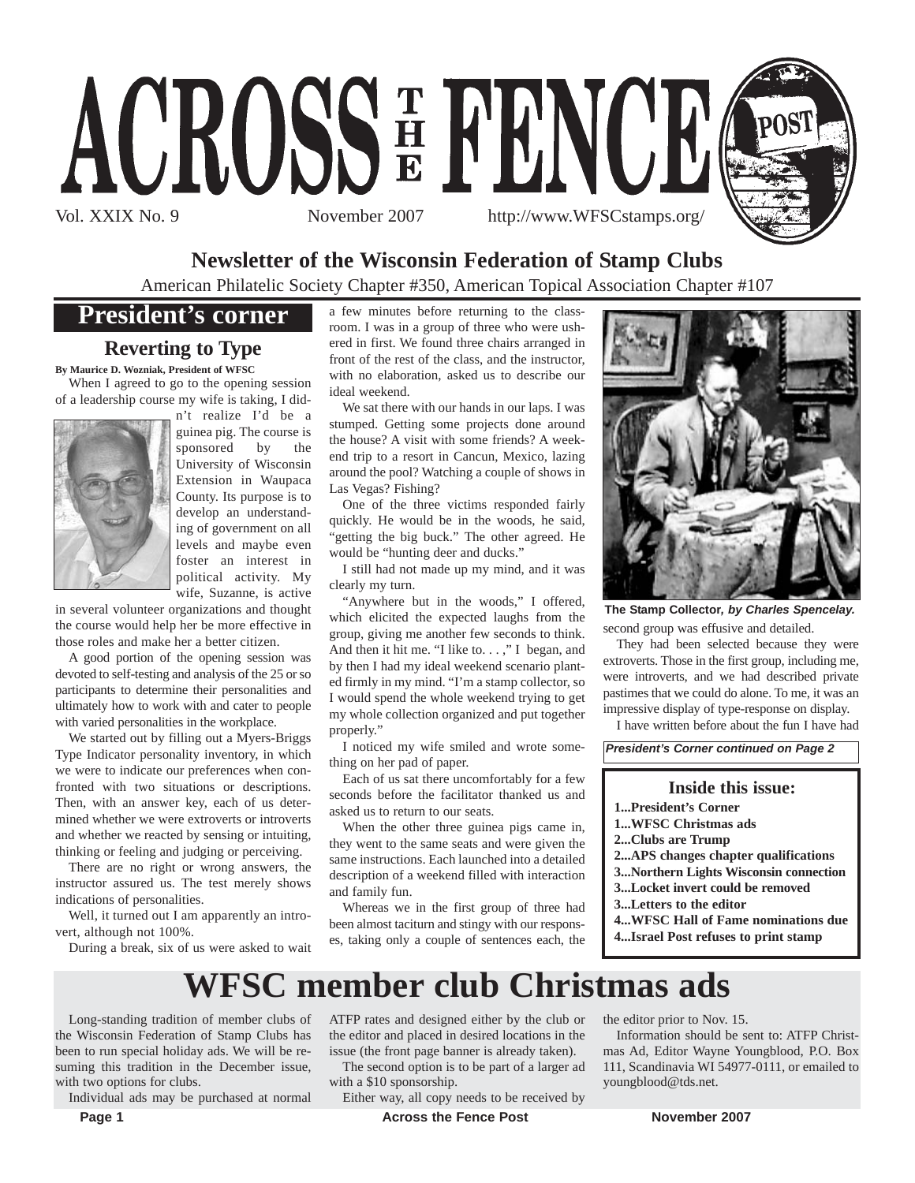# ACROSS THE FENCE POST

Vol. XXIX No. 9 November 2007 http://www.WFSCstamps.org/

## Newsletter of the Wisconsin Federation of Stamp Clubs

American Philatelic Society Chapter #350, American Topical Association Chapter #107

## President's corner

### Reverting to Type

**By Maurice D. Wozniak, President of WFSC**

When I agreed to go to the opening session of a leadership course my wife is taking, I didn't realize I'd be a guinea pig. The course is sponsored by the University of Wisconsin Extension in Waupaca County. Its purpose is to develop an understanding of government on all levels and maybe even foster an interest in political activity. My wife, Suzanne, is active in several volunteer organizations and thought the course would help her be more effective in those roles and make her a better citizen.

A good portion of the opening session was devoted to self-testing and analysis of the 25 or so participants to determine their personalities and ultimately how to work with and cater to people with varied personalities in the workplace.

We started out by filling out a Myers-Briggs Type Indicator personality inventory, in which we were to indicate our preferences when confronted with two situations or descriptions. Then, with an answer key, each of us determined whether we were extroverts or introverts and whether we reacted by sensing or intuiting, thinking or feeling and judging or perceiving.

There are no right or wrong answers, the instructor assured us. The test merely shows indications of personalities.

Well, it turned out I am apparently an introvert, although not 100%.

During a break, six of us were asked to wait a few minutes before returning to the classroom. I was in a group of three who were ushered in first. We found three chairs arranged in front of the rest of the class, and the instructor, with no elaboration, asked us to describe our ideal weekend.

We sat there with our hands in our laps. I was stumped. Getting some projects done around the house? A visit with some friends? A weekend trip to a resort in Cancun, Mexico, lazing around the pool? Watching a couple of shows in Las Vegas? Fishing?

One of the three victims responded fairly quickly. He would be in the woods, he said, "getting the big buck." The other agreed. He would be "hunting deer and ducks."

I still had not made up my mind, and it was clearly my turn.

"Anywhere but in the woods," I offered, which elicited the expected laughs from the group, giving me another few seconds to think. And then it hit me. "I like to. . . ," I began, and by then I had my ideal weekend scenario planted firmly in my mind. "I'm a stamp collector, so I would spend the whole weekend trying to get my whole collection organized and put together properly."

I noticed my wife smiled and wrote something on her pad of paper.

Each of us sat there uncomfortably for a few seconds before the facilitator thanked us and asked us to return to our seats.

When the other three guinea pigs came in, they went to the same seats and were given the same instructions. Each launched into a detailed description of a weekend filled with interaction and family fun.

Whereas we in the first group of three had been almost taciturn and stingy with our responses, taking only a couple of sentences each, the second group was effusive and detailed.

**The Stamp Collector,** ***by Charles Spencelay.***

They had been selected because they were extroverts. Those in the first group, including me, were introverts, and we had described private pastimes that we could do alone. To me, it was an impressive display of type-response on display.

I have written before about the fun I have had

***President's Corner continued on Page 2***

### Inside this issue:

- 1...President's Corner
- 1...WFSC Christmas ads
- 2...Clubs are Trump
- 2...APS changes chapter qualifications
- 3...Northern Lights Wisconsin connection
- 3...Locket invert could be removed
- 3...Letters to the editor
- 4...WFSC Hall of Fame nominations due
- 4...Israel Post refuses to print stamp

## WFSC member club Christmas ads

Long-standing tradition of member clubs of the Wisconsin Federation of Stamp Clubs has been to run special holiday ads. We will be resuming this tradition in the December issue, with two options for clubs.

Individual ads may be purchased at normal ATFP rates and designed either by the club or the editor and placed in desired locations in the issue (the front page banner is already taken).

The second option is to be part of a larger ad with a $10 sponsorship.

Either way, all copy needs to be received by the editor prior to Nov. 15.

Information should be sent to: ATFP Christmas Ad, Editor Wayne Youngblood, P.O. Box 111, Scandinavia WI 54977-0111, or emailed to youngblood@tds.net.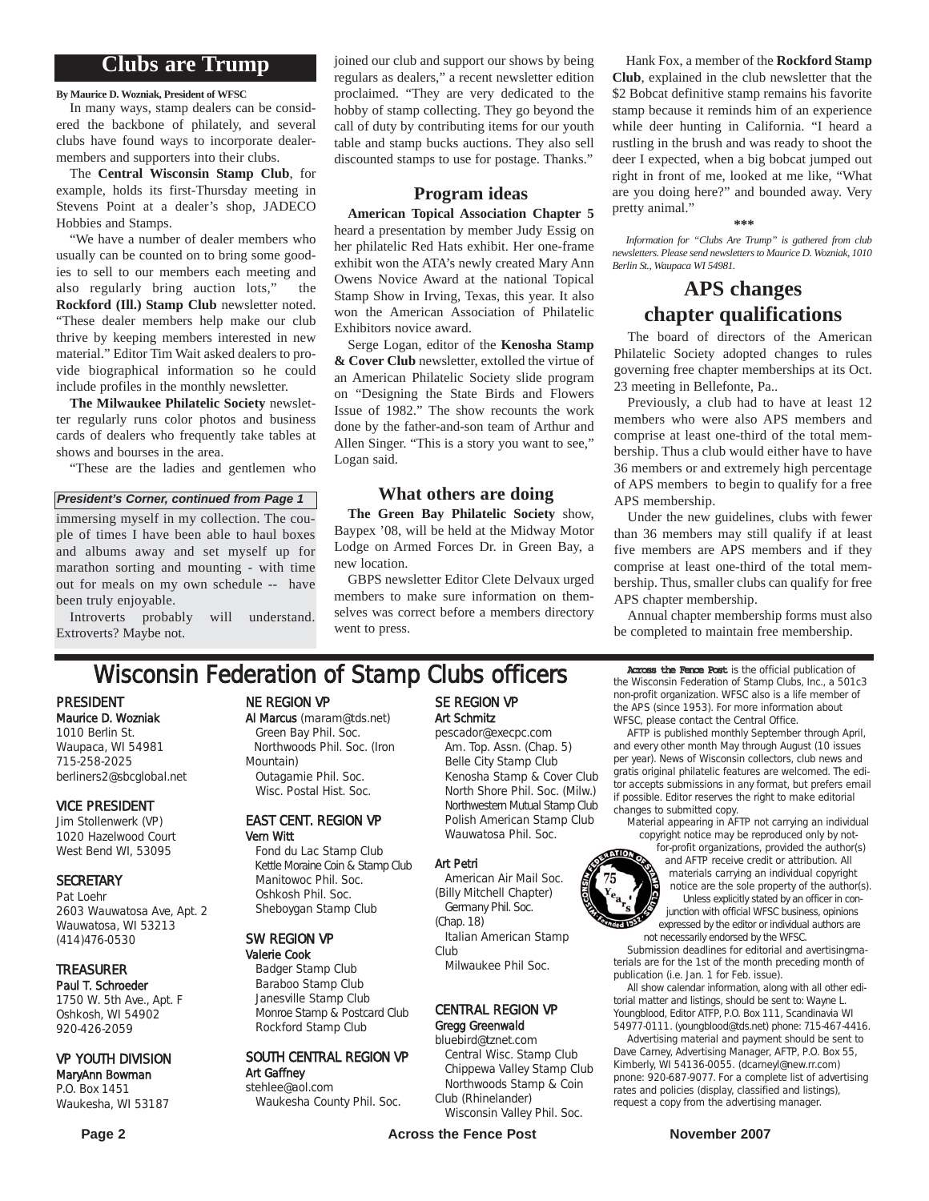## Clubs are Trump

**By Maurice D. Wozniak, President of WFSC**

In many ways, stamp dealers can be considered the backbone of philately, and several clubs have found ways to incorporate dealer-members and supporters into their clubs.

The **Central Wisconsin Stamp Club**, for example, holds its first-Thursday meeting in Stevens Point at a dealer's shop, JADECO Hobbies and Stamps.

"We have a number of dealer members who usually can be counted on to bring some goodies to sell to our members each meeting and also regularly bring auction lots," the **Rockford (Ill.) Stamp Club** newsletter noted. "These dealer members help make our club thrive by keeping members interested in new material." Editor Tim Wait asked dealers to provide biographical information so he could include profiles in the monthly newsletter.

**The Milwaukee Philatelic Society** newsletter regularly runs color photos and business cards of dealers who frequently take tables at shows and bourses in the area.

"These are the ladies and gentlemen who joined our club and support our shows by being regulars as dealers," a recent newsletter edition proclaimed. "They are very dedicated to the hobby of stamp collecting. They go beyond the call of duty by contributing items for our youth table and stamp bucks auctions. They also sell discounted stamps to use for postage. Thanks."

### Program ideas

**American Topical Association Chapter 5** heard a presentation by member Judy Essig on her philatelic Red Hats exhibit. Her one-frame exhibit won the ATA's newly created Mary Ann Owens Novice Award at the national Topical Stamp Show in Irving, Texas, this year. It also won the American Association of Philatelic Exhibitors novice award.

Serge Logan, editor of the **Kenosha Stamp & Cover Club** newsletter, extolled the virtue of an American Philatelic Society slide program on "Designing the State Birds and Flowers Issue of 1982." The show recounts the work done by the father-and-son team of Arthur and Allen Singer. "This is a story you want to see," Logan said.

### What others are doing

**The Green Bay Philatelic Society** show, Baypex '08, will be held at the Midway Motor Lodge on Armed Forces Dr. in Green Bay, a new location.

GBPS newsletter Editor Clete Delvaux urged members to make sure information on themselves was correct before a members directory went to press.

Hank Fox, a member of the **Rockford Stamp Club**, explained in the club newsletter that the $2 Bobcat definitive stamp remains his favorite stamp because it reminds him of an experience while deer hunting in California. "I heard a rustling in the brush and was ready to shoot the deer I expected, when a big bobcat jumped out right in front of me, looked at me like, "What are you doing here?" and bounded away. Very pretty animal."

\*\*\*

*Information for "Clubs Are Trump" is gathered from club newsletters. Please send newsletters to Maurice D. Wozniak, 1010 Berlin St., Waupaca WI 54981.*

---

***President's Corner, continued from Page 1***

immersing myself in my collection. The couple of times I have been able to haul boxes and albums away and set myself up for marathon sorting and mounting - with time out for meals on my own schedule -- have been truly enjoyable.

Introverts probably will understand. Extroverts? Maybe not.

---

## APS changes chapter qualifications

The board of directors of the American Philatelic Society adopted changes to rules governing free chapter memberships at its Oct. 23 meeting in Bellefonte, Pa..

Previously, a club had to have at least 12 members who were also APS members and comprise at least one-third of the total membership. Thus a club would either have to have 36 members or and extremely high percentage of APS members to begin to qualify for a free APS membership.

Under the new guidelines, clubs with fewer than 36 members may still qualify if at least five members are APS members and if they comprise at least one-third of the total membership. Thus, smaller clubs can qualify for free APS chapter membership.

Annual chapter membership forms must also be completed to maintain free membership.

---

## Wisconsin Federation of Stamp Clubs officers

**PRESIDENT**
Maurice D. Wozniak
1010 Berlin St.
Waupaca, WI 54981
715-258-2025
berliners2@sbcglobal.net

**VICE PRESIDENT**
Jim Stollenwerk (VP)
1020 Hazelwood Court
West Bend WI, 53095

**SECRETARY**
Pat Loehr
2603 Wauwatosa Ave, Apt. 2
Wauwatosa, WI 53213
(414)476-0530

**TREASURER**
Paul T. Schroeder
1750 W. 5th Ave., Apt. F
Oshkosh, WI 54902
920-426-2059

**VP YOUTH DIVISION**
MaryAnn Bowman
P.O. Box 1451
Waukesha, WI 53187

**NE REGION VP**
Al Marcus (maram@tds.net)
- Green Bay Phil. Soc.
- Northwoods Phil. Soc. (Iron Mountain)
- Outagamie Phil. Soc.
- Wisc. Postal Hist. Soc.

**EAST CENT. REGION VP**
Vern Witt
- Fond du Lac Stamp Club
- Kettle Moraine Coin & Stamp Club
- Manitowoc Phil. Soc.
- Oshkosh Phil. Soc.
- Sheboygan Stamp Club

**SW REGION VP**
Valerie Cook
- Badger Stamp Club
- Baraboo Stamp Club
- Janesville Stamp Club
- Monroe Stamp & Postcard Club
- Rockford Stamp Club

**SOUTH CENTRAL REGION VP**
Art Gaffney
stehlee@aol.com
- Waukesha County Phil. Soc.

**SE REGION VP**
Art Schmitz
pescador@execpc.com
- Am. Top. Assn. (Chap. 5)
- Belle City Stamp Club
- Kenosha Stamp & Cover Club
- North Shore Phil. Soc. (Milw.)
- Northwestern Mutual Stamp Club
- Polish American Stamp Club
- Wauwatosa Phil. Soc.

Art Petri
- American Air Mail Soc. (Billy Mitchell Chapter)
- Germany Phil. Soc. (Chap. 18)
- Italian American Stamp Club
- Milwaukee Phil Soc.

**CENTRAL REGION VP**
Gregg Greenwald
bluebird@tznet.com
- Central Wisc. Stamp Club
- Chippewa Valley Stamp Club
- Northwoods Stamp & Coin Club (Rhinelander)
- Wisconsin Valley Phil. Soc.

---

**Across the Fence Post** is the official publication of the Wisconsin Federation of Stamp Clubs, Inc., a 501c3 non-profit organization. WFSC also is a life member of the APS (since 1953). For more information about WFSC, please contact the Central Office.

AFTP is published monthly September through April, and every other month May through August (10 issues per year). News of Wisconsin collectors, club news and gratis original philatelic features are welcomed. The editor accepts submissions in any format, but prefers email if possible. Editor reserves the right to make editorial changes to submitted copy.

Material appearing in AFTP not carrying an individual copyright notice may be reproduced only by not-for-profit organizations, provided the author(s) and AFTP receive credit or attribution. All materials carrying an individual copyright notice are the sole property of the author(s).

Unless explicitly stated by an officer in conjunction with official WFSC business, opinions expressed by the editor or individual authors are not necessarily endorsed by the WFSC.

Submission deadlines for editorial and avertisingmaterials are for the 1st of the month preceding month of publication (i.e. Jan. 1 for Feb. issue).

All show calendar information, along with all other editorial matter and listings, should be sent to: Wayne L. Youngblood, Editor ATFP, P.O. Box 111, Scandinavia WI 54977-0111. (youngblood@tds.net) phone: 715-467-4416.

Advertising material and payment should be sent to Dave Carney, Advertising Manager, AFTP, P.O. Box 55, Kimberly, WI 54136-0055. (dcarneyl@new.rr.com) pnone: 920-687-9077. For a complete list of advertising rates and policies (display, classified and listings), request a copy from the advertising manager.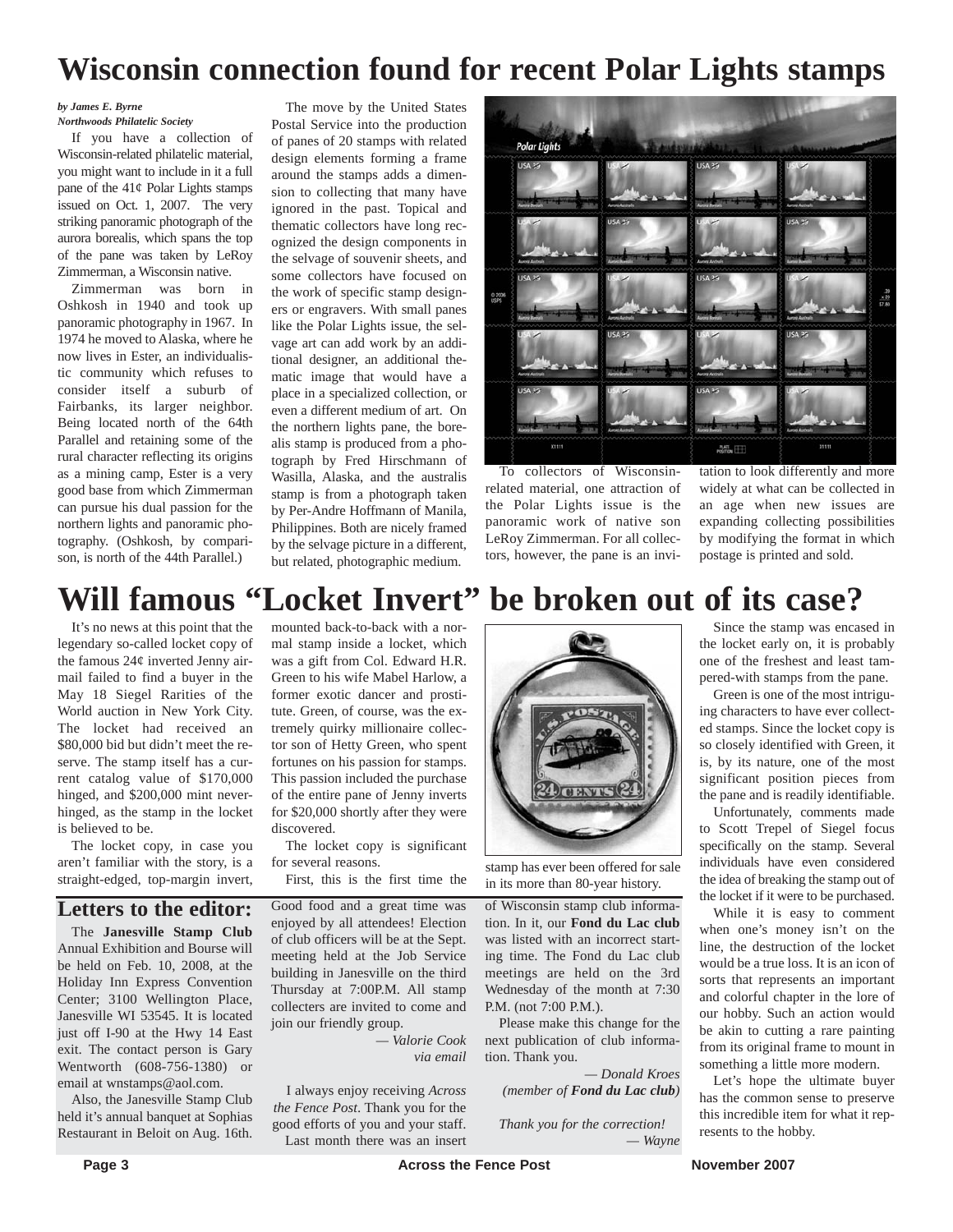# Wisconsin connection found for recent Polar Lights stamps

*by James E. Byrne*
*Northwoods Philatelic Society*

If you have a collection of Wisconsin-related philatelic material, you might want to include in it a full pane of the 41¢ Polar Lights stamps issued on Oct. 1, 2007. The very striking panoramic photograph of the aurora borealis, which spans the top of the pane was taken by LeRoy Zimmerman, a Wisconsin native.

Zimmerman was born in Oshkosh in 1940 and took up panoramic photography in 1967. In 1974 he moved to Alaska, where he now lives in Ester, an individualistic community which refuses to consider itself a suburb of Fairbanks, its larger neighbor. Being located north of the 64th Parallel and retaining some of the rural character reflecting its origins as a mining camp, Ester is a very good base from which Zimmerman can pursue his dual passion for the northern lights and panoramic photography. (Oshkosh, by comparison, is north of the 44th Parallel.)

The move by the United States Postal Service into the production of panes of 20 stamps with related design elements forming a frame around the stamps adds a dimension to collecting that many have ignored in the past. Topical and thematic collectors have long recognized the design components in the selvage of souvenir sheets, and some collectors have focused on the work of specific stamp designers or engravers. With small panes like the Polar Lights issue, the selvage art can add work by an additional designer, an additional thematic image that would have a place in a specialized collection, or even a different medium of art. On the northern lights pane, the borealis stamp is produced from a photograph by Fred Hirschmann of Wasilla, Alaska, and the australis stamp is from a photograph taken by Per-Andre Hoffmann of Manila, Philippines. Both are nicely framed by the selvage picture in a different, but related, photographic medium.

To collectors of Wisconsin-related material, one attraction of the Polar Lights issue is the panoramic work of native son LeRoy Zimmerman. For all collectors, however, the pane is an invitation to look differently and more widely at what can be collected in an age when new issues are expanding collecting possibilities by modifying the format in which postage is printed and sold.

# Will famous "Locket Invert" be broken out of its case?

It's no news at this point that the legendary so-called locket copy of the famous 24¢ inverted Jenny airmail failed to find a buyer in the May 18 Siegel Rarities of the World auction in New York City. The locket had received an $80,000 bid but didn't meet the reserve. The stamp itself has a current catalog value of $170,000 hinged, and $200,000 mint never-hinged, as the stamp in the locket is believed to be.

The locket copy, in case you aren't familiar with the story, is a straight-edged, top-margin invert, mounted back-to-back with a normal stamp inside a locket, which was a gift from Col. Edward H.R. Green to his wife Mabel Harlow, a former exotic dancer and prostitute. Green, of course, was the extremely quirky millionaire collector son of Hetty Green, who spent fortunes on his passion for stamps. This passion included the purchase of the entire pane of Jenny inverts for $20,000 shortly after they were discovered.

The locket copy is significant for several reasons.

First, this is the first time the stamp has ever been offered for sale in its more than 80-year history.

Since the stamp was encased in the locket early on, it is probably one of the freshest and least tampered-with stamps from the pane.

Green is one of the most intriguing characters to have ever collected stamps. Since the locket copy is so closely identified with Green, it is, by its nature, one of the most significant position pieces from the pane and is readily identifiable.

Unfortunately, comments made to Scott Trepel of Siegel focus specifically on the stamp. Several individuals have even considered the idea of breaking the stamp out of the locket if it were to be purchased.

While it is easy to comment when one's money isn't on the line, the destruction of the locket would be a true loss. It is an icon of sorts that represents an important and colorful chapter in the lore of our hobby. Such an action would be akin to cutting a rare painting from its original frame to mount in something a little more modern.

Let's hope the ultimate buyer has the common sense to preserve this incredible item for what it represents to the hobby.

## Letters to the editor:

The **Janesville Stamp Club** Annual Exhibition and Bourse will be held on Feb. 10, 2008, at the Holiday Inn Express Convention Center; 3100 Wellington Place, Janesville WI 53545. It is located just off I-90 at the Hwy 14 East exit. The contact person is Gary Wentworth (608-756-1380) or email at wnstamps@aol.com.

Also, the Janesville Stamp Club held it's annual banquet at Sophias Restaurant in Beloit on Aug. 16th. Good food and a great time was enjoyed by all attendees! Election of club officers will be at the Sept. meeting held at the Job Service building in Janesville on the third Thursday at 7:00P.M. All stamp collecters are invited to come and join our friendly group.

*— Valorie Cook*
*via email*

I always enjoy receiving *Across the Fence Post*. Thank you for the good efforts of you and your staff.

Last month there was an insert of Wisconsin stamp club information. In it, our **Fond du Lac club** was listed with an incorrect starting time. The Fond du Lac club meetings are held on the 3rd Wednesday of the month at 7:30 P.M. (not 7:00 P.M.).

Please make this change for the next publication of club information. Thank you.

*— Donald Kroes*
*(member of **Fond du Lac club**)*

*Thank you for the correction!*
*— Wayne*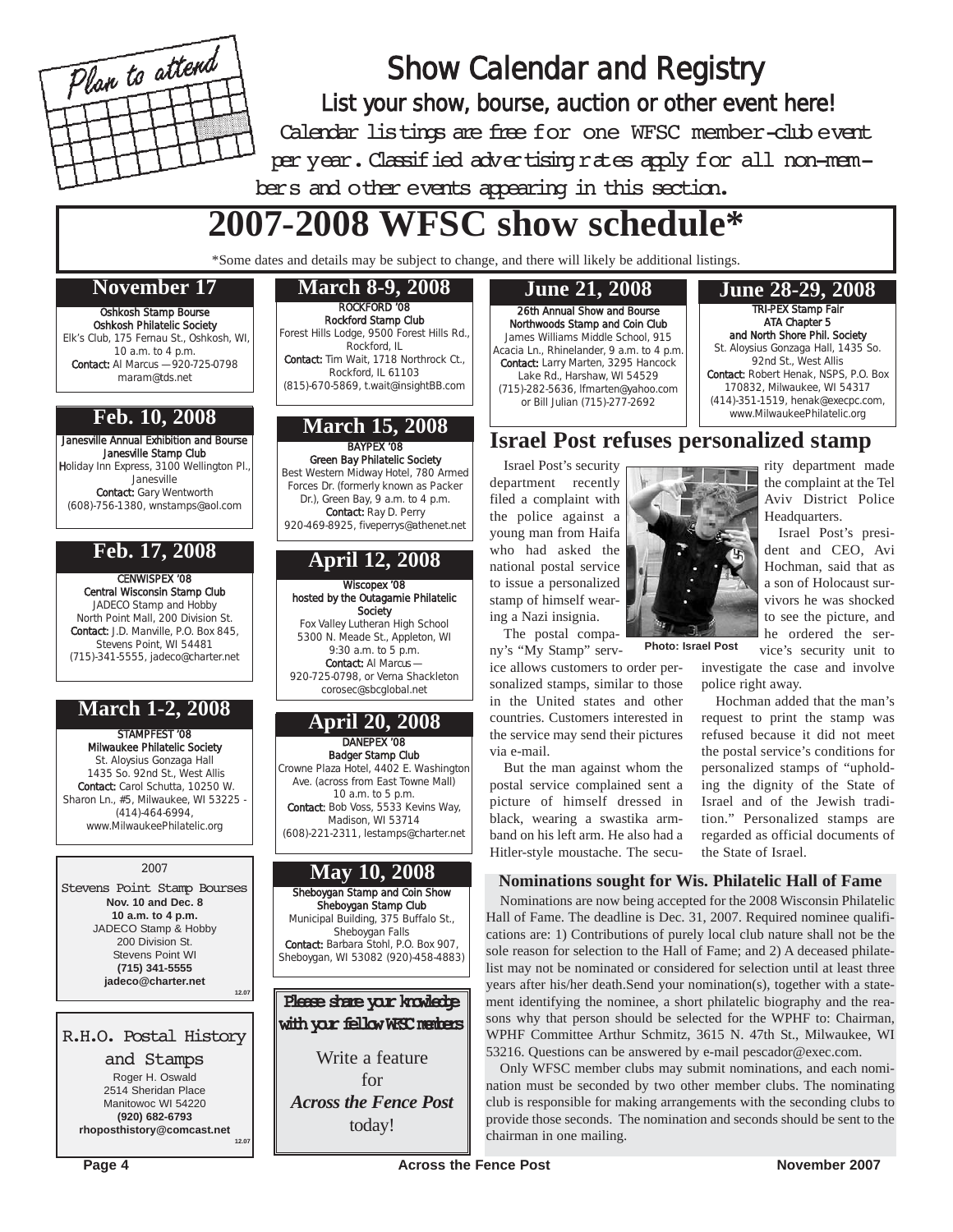Plan to attend

# Show Calendar and Registry

## List your show, bourse, auction or other event here!

Calendar listings are free for one WFSC member-club event per year. Classified advertising rates apply for all non-members and other events appearing in this section.

# 2007-2008 WFSC show schedule*

*Some dates and details may be subject to change, and there will likely be additional listings.

### November 17

**Oshkosh Stamp Bourse**
**Oshkosh Philatelic Society**
Elk's Club, 175 Fernau St., Oshkosh, WI, 10 a.m. to 4 p.m.
**Contact:** Al Marcus — 920-725-0798
maram@tds.net

### Feb. 10, 2008

**Janesville Annual Exhibition and Bourse**
**Janesville Stamp Club**
Holiday Inn Express, 3100 Wellington Pl., Janesville
**Contact:** Gary Wentworth
(608)-756-1380, wnstamps@aol.com

### Feb. 17, 2008

**CENWISPEX '08**
**Central Wisconsin Stamp Club**
JADECO Stamp and Hobby
North Point Mall, 200 Division St.
**Contact:** J.D. Manville, P.O. Box 845, Stevens Point, WI 54481
(715)-341-5555, jadeco@charter.net

### March 1-2, 2008

**STAMPFEST '08**
**Milwaukee Philatelic Society**
St. Aloysius Gonzaga Hall
1435 So. 92nd St., West Allis
**Contact:** Carol Schutta, 10250 W. Sharon Ln., #5, Milwaukee, WI 53225 - (414)-464-6994,
www.MilwaukeePhilatelic.org

2007

Stevens Point Stamp Bourses
**Nov. 10 and Dec. 8**
**10 a.m. to 4 p.m.**
JADECO Stamp & Hobby
200 Division St.
Stevens Point WI
**(715) 341-5555**
**jadeco@charter.net**

12.07

R.H.O. Postal History and Stamps
Roger H. Oswald
2514 Sheridan Place
Manitowoc WI 54220
**(920) 682-6793**
**rhoposthistory@comcast.net**

12.07

### March 8-9, 2008

**ROCKFORD '08**
**Rockford Stamp Club**
Forest Hills Lodge, 9500 Forest Hills Rd., Rockford, IL
**Contact:** Tim Wait, 1718 Northrock Ct., Rockford, IL 61103
(815)-670-5869, t.wait@insightBB.com

### March 15, 2008

**BAYPEX '08**
**Green Bay Philatelic Society**
Best Western Midway Hotel, 780 Armed Forces Dr. (formerly known as Packer Dr.), Green Bay, 9 a.m. to 4 p.m.
**Contact:** Ray D. Perry
920-469-8925, fiveperrys@athenet.net

### April 12, 2008

**Wiscopex '08**
**hosted by the Outagamie Philatelic Society**
Fox Valley Lutheran High School
5300 N. Meade St., Appleton, WI
9:30 a.m. to 5 p.m.
**Contact:** Al Marcus — 920-725-0798, or Verna Shackleton
corosec@sbcglobal.net

### April 20, 2008

**DANEPEX '08**
**Badger Stamp Club**
Crowne Plaza Hotel, 4402 E. Washington Ave. (across from East Towne Mall)
10 a.m. to 5 p.m.
**Contact:** Bob Voss, 5533 Kevins Way, Madison, WI 53714
(608)-221-2311, lestamps@charter.net

### May 10, 2008

**Sheboygan Stamp and Coin Show**
**Sheboygan Stamp Club**
Municipal Building, 375 Buffalo St., Sheboygan Falls
**Contact:** Barbara Stohl, P.O. Box 907, Sheboygan, WI 53082 (920)-458-4883)

**Please share your knowledge with your fellow WFSC members**

Write a feature for *Across the Fence Post* today!

### June 21, 2008

**26th Annual Show and Bourse**
**Northwoods Stamp and Coin Club**
James Williams Middle School, 915 Acacia Ln., Rhinelander, 9 a.m. to 4 p.m.
**Contact:** Larry Marten, 3295 Hancock Lake Rd., Harshaw, WI 54529
(715)-282-5636, lfmarten@yahoo.com or Bill Julian (715)-277-2692

### June 28-29, 2008

**TRI-PEX Stamp Fair**
**ATA Chapter 5**
**and North Shore Phil. Society**
St. Aloysius Gonzaga Hall, 1435 So. 92nd St., West Allis
**Contact:** Robert Henak, NSPS, P.O. Box 170832, Milwaukee, WI 54317
(414)-351-1519, henak@execpc.com,
www.MilwaukeePhilatelic.org

## Israel Post refuses personalized stamp

Israel Post's security department recently filed a complaint with the police against a young man from Haifa who had asked the national postal service to issue a personalized stamp of himself wearing a Nazi insignia.

The postal company's "My Stamp" service allows customers to order personalized stamps, similar to those in the United states and other countries. Customers interested in the service may send their pictures via e-mail.

But the man against whom the postal service complained sent a picture of himself dressed in black, wearing a swastika armband on his left arm. He also had a Hitler-style moustache. The security department made the complaint at the Tel Aviv District Police Headquarters.

Photo: Israel Post

Israel Post's president and CEO, Avi Hochman, said that as a son of Holocaust survivors he was shocked to see the picture, and he ordered the service's security unit to investigate the case and involve police right away.

Hochman added that the man's request to print the stamp was refused because it did not meet the postal service's conditions for personalized stamps of "upholding the dignity of the State of Israel and of the Jewish tradition." Personalized stamps are regarded as official documents of the State of Israel.

### Nominations sought for Wis. Philatelic Hall of Fame

Nominations are now being accepted for the 2008 Wisconsin Philatelic Hall of Fame. The deadline is Dec. 31, 2007. Required nominee qualifications are: 1) Contributions of purely local club nature shall not be the sole reason for selection to the Hall of Fame; and 2) A deceased philatelist may not be nominated or considered for selection until at least three years after his/her death.Send your nomination(s), together with a statement identifying the nominee, a short philatelic biography and the reasons why that person should be selected for the WPHF to: Chairman, WPHF Committee Arthur Schmitz, 3615 N. 47th St., Milwaukee, WI 53216. Questions can be answered by e-mail pescador@exec.com.

Only WFSC member clubs may submit nominations, and each nomination must be seconded by two other member clubs. The nominating club is responsible for making arrangements with the seconding clubs to provide those seconds. The nomination and seconds should be sent to the chairman in one mailing.